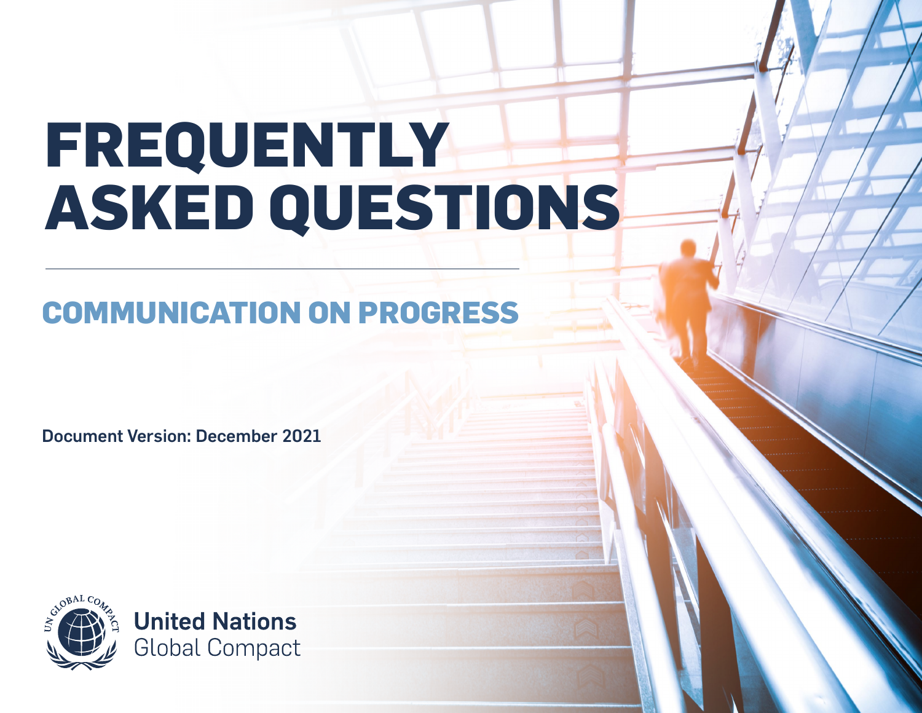# FREQUENTLY ASKED QUESTIONS

## COMMUNICATION ON PROGRESS

**Document Version: December 2021**

**United Nations**
Global Compact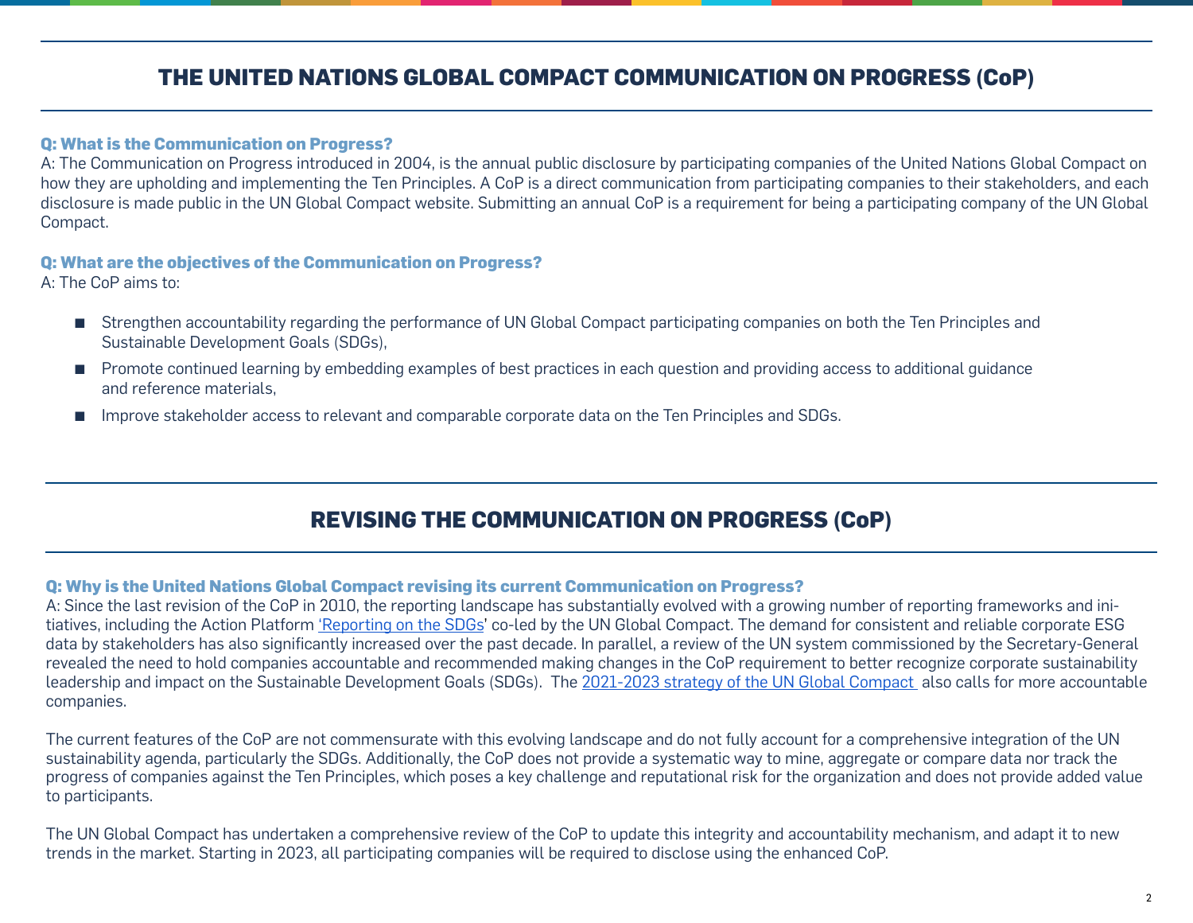## THE UNITED NATIONS GLOBAL COMPACT COMMUNICATION ON PROGRESS (CoP)

**Q: What is the Communication on Progress?**

A: The Communication on Progress introduced in 2004, is the annual public disclosure by participating companies of the United Nations Global Compact on how they are upholding and implementing the Ten Principles. A CoP is a direct communication from participating companies to their stakeholders, and each disclosure is made public in the UN Global Compact website. Submitting an annual CoP is a requirement for being a participating company of the UN Global Compact.

**Q: What are the objectives of the Communication on Progress?**

A: The CoP aims to:

- Strengthen accountability regarding the performance of UN Global Compact participating companies on both the Ten Principles and Sustainable Development Goals (SDGs),
- Promote continued learning by embedding examples of best practices in each question and providing access to additional guidance and reference materials,
- Improve stakeholder access to relevant and comparable corporate data on the Ten Principles and SDGs.

## REVISING THE COMMUNICATION ON PROGRESS (CoP)

**Q: Why is the United Nations Global Compact revising its current Communication on Progress?**

A: Since the last revision of the CoP in 2010, the reporting landscape has substantially evolved with a growing number of reporting frameworks and initiatives, including the Action Platform 'Reporting on the SDGs' co-led by the UN Global Compact. The demand for consistent and reliable corporate ESG data by stakeholders has also significantly increased over the past decade. In parallel, a review of the UN system commissioned by the Secretary-General revealed the need to hold companies accountable and recommended making changes in the CoP requirement to better recognize corporate sustainability leadership and impact on the Sustainable Development Goals (SDGs). The 2021-2023 strategy of the UN Global Compact also calls for more accountable companies.

The current features of the CoP are not commensurate with this evolving landscape and do not fully account for a comprehensive integration of the UN sustainability agenda, particularly the SDGs. Additionally, the CoP does not provide a systematic way to mine, aggregate or compare data nor track the progress of companies against the Ten Principles, which poses a key challenge and reputational risk for the organization and does not provide added value to participants.

The UN Global Compact has undertaken a comprehensive review of the CoP to update this integrity and accountability mechanism, and adapt it to new trends in the market. Starting in 2023, all participating companies will be required to disclose using the enhanced CoP.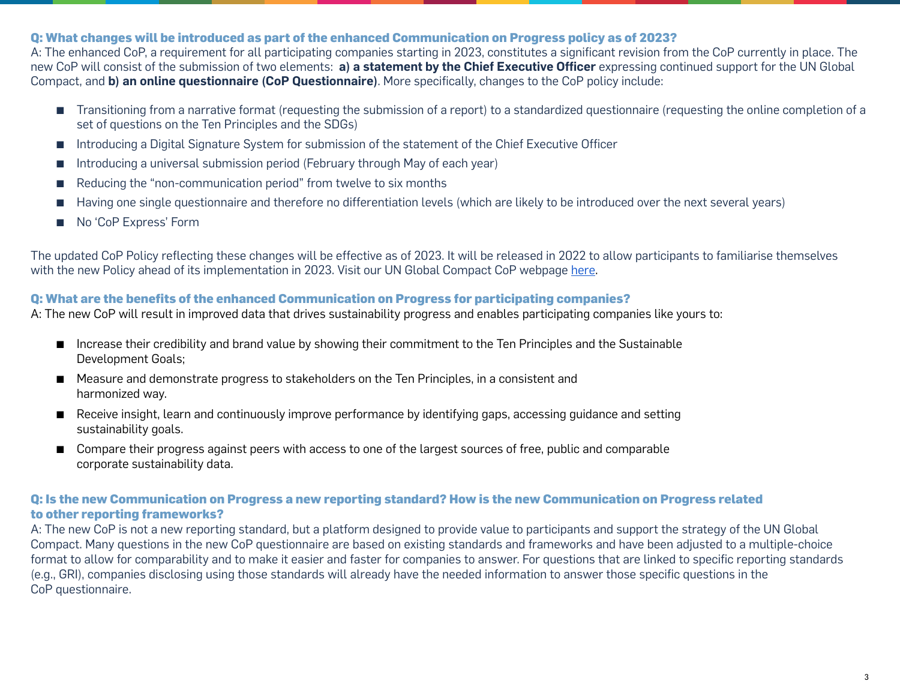### Q: What changes will be introduced as part of the enhanced Communication on Progress policy as of 2023?

A: The enhanced CoP, a requirement for all participating companies starting in 2023, constitutes a significant revision from the CoP currently in place. The new CoP will consist of the submission of two elements: **a) a statement by the Chief Executive Officer** expressing continued support for the UN Global Compact, and **b) an online questionnaire (CoP Questionnaire)**. More specifically, changes to the CoP policy include:

- Transitioning from a narrative format (requesting the submission of a report) to a standardized questionnaire (requesting the online completion of a set of questions on the Ten Principles and the SDGs)
- Introducing a Digital Signature System for submission of the statement of the Chief Executive Officer
- Introducing a universal submission period (February through May of each year)
- Reducing the "non-communication period" from twelve to six months
- Having one single questionnaire and therefore no differentiation levels (which are likely to be introduced over the next several years)
- No 'CoP Express' Form

The updated CoP Policy reflecting these changes will be effective as of 2023. It will be released in 2022 to allow participants to familiarise themselves with the new Policy ahead of its implementation in 2023. Visit our UN Global Compact CoP webpage here.

### Q: What are the benefits of the enhanced Communication on Progress for participating companies?

A: The new CoP will result in improved data that drives sustainability progress and enables participating companies like yours to:

- Increase their credibility and brand value by showing their commitment to the Ten Principles and the Sustainable Development Goals;
- Measure and demonstrate progress to stakeholders on the Ten Principles, in a consistent and harmonized way.
- Receive insight, learn and continuously improve performance by identifying gaps, accessing guidance and setting sustainability goals.
- Compare their progress against peers with access to one of the largest sources of free, public and comparable corporate sustainability data.

### Q: Is the new Communication on Progress a new reporting standard? How is the new Communication on Progress related to other reporting frameworks?

A: The new CoP is not a new reporting standard, but a platform designed to provide value to participants and support the strategy of the UN Global Compact. Many questions in the new CoP questionnaire are based on existing standards and frameworks and have been adjusted to a multiple-choice format to allow for comparability and to make it easier and faster for companies to answer. For questions that are linked to specific reporting standards (e.g., GRI), companies disclosing using those standards will already have the needed information to answer those specific questions in the CoP questionnaire.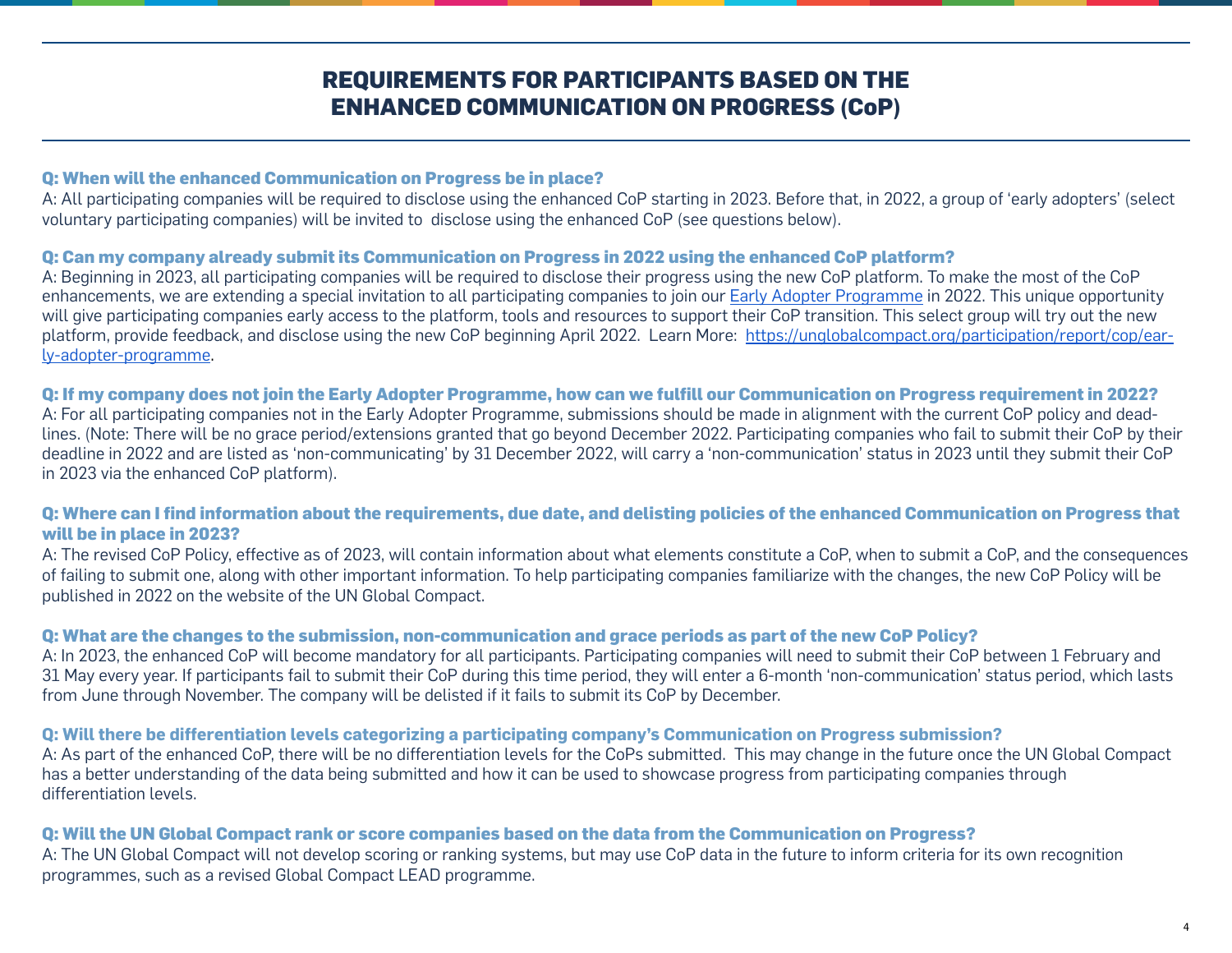# REQUIREMENTS FOR PARTICIPANTS BASED ON THE ENHANCED COMMUNICATION ON PROGRESS (CoP)

### Q: When will the enhanced Communication on Progress be in place?

A: All participating companies will be required to disclose using the enhanced CoP starting in 2023. Before that, in 2022, a group of 'early adopters' (select voluntary participating companies) will be invited to disclose using the enhanced CoP (see questions below).

### Q: Can my company already submit its Communication on Progress in 2022 using the enhanced CoP platform?

A: Beginning in 2023, all participating companies will be required to disclose their progress using the new CoP platform. To make the most of the CoP enhancements, we are extending a special invitation to all participating companies to join our [Early Adopter Programme](https://unglobalcompact.org/participation/report/cop/early-adopter-programme) in 2022. This unique opportunity will give participating companies early access to the platform, tools and resources to support their CoP transition. This select group will try out the new platform, provide feedback, and disclose using the new CoP beginning April 2022. Learn More: [https://unglobalcompact.org/participation/report/cop/early-adopter-programme](https://unglobalcompact.org/participation/report/cop/early-adopter-programme).

### Q: If my company does not join the Early Adopter Programme, how can we fulfill our Communication on Progress requirement in 2022?

A: For all participating companies not in the Early Adopter Programme, submissions should be made in alignment with the current CoP policy and deadlines. (Note: There will be no grace period/extensions granted that go beyond December 2022. Participating companies who fail to submit their CoP by their deadline in 2022 and are listed as 'non-communicating' by 31 December 2022, will carry a 'non-communication' status in 2023 until they submit their CoP in 2023 via the enhanced CoP platform).

### Q: Where can I find information about the requirements, due date, and delisting policies of the enhanced Communication on Progress that will be in place in 2023?

A: The revised CoP Policy, effective as of 2023, will contain information about what elements constitute a CoP, when to submit a CoP, and the consequences of failing to submit one, along with other important information. To help participating companies familiarize with the changes, the new CoP Policy will be published in 2022 on the website of the UN Global Compact.

### Q: What are the changes to the submission, non-communication and grace periods as part of the new CoP Policy?

A: In 2023, the enhanced CoP will become mandatory for all participants. Participating companies will need to submit their CoP between 1 February and 31 May every year. If participants fail to submit their CoP during this time period, they will enter a 6-month 'non-communication' status period, which lasts from June through November. The company will be delisted if it fails to submit its CoP by December.

### Q: Will there be differentiation levels categorizing a participating company's Communication on Progress submission?

A: As part of the enhanced CoP, there will be no differentiation levels for the CoPs submitted. This may change in the future once the UN Global Compact has a better understanding of the data being submitted and how it can be used to showcase progress from participating companies through differentiation levels.

### Q: Will the UN Global Compact rank or score companies based on the data from the Communication on Progress?

A: The UN Global Compact will not develop scoring or ranking systems, but may use CoP data in the future to inform criteria for its own recognition programmes, such as a revised Global Compact LEAD programme.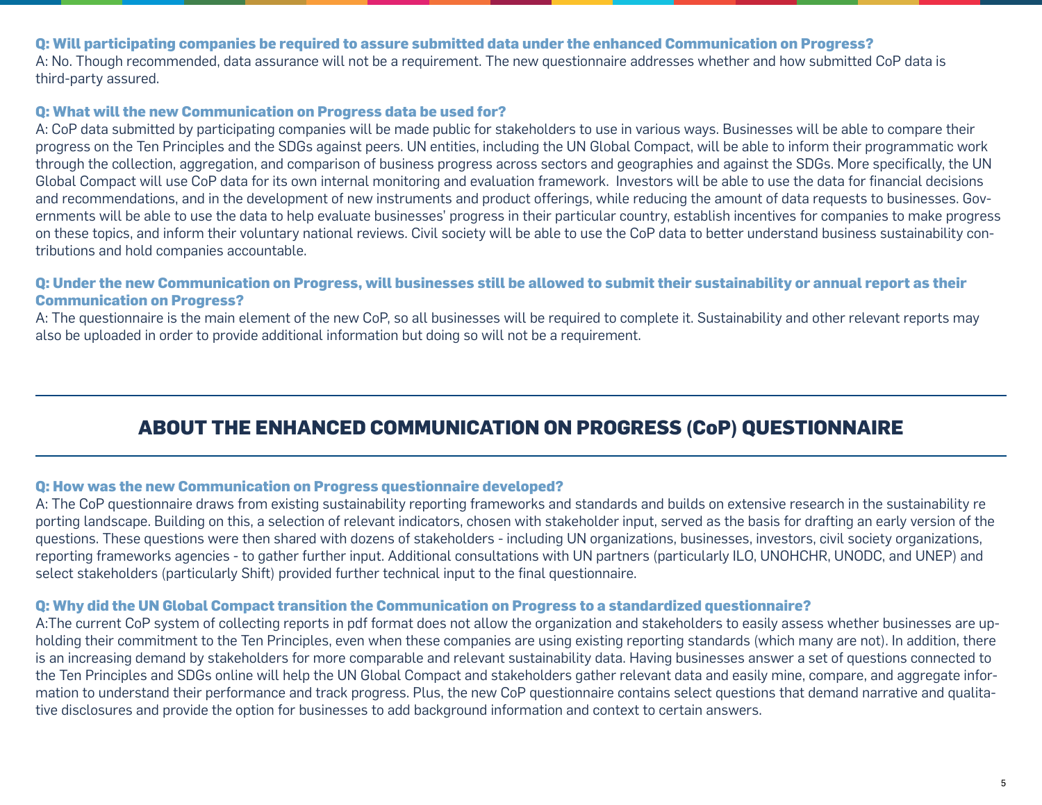**Q: Will participating companies be required to assure submitted data under the enhanced Communication on Progress?**

A: No. Though recommended, data assurance will not be a requirement. The new questionnaire addresses whether and how submitted CoP data is third-party assured.

**Q: What will the new Communication on Progress data be used for?**

A: CoP data submitted by participating companies will be made public for stakeholders to use in various ways. Businesses will be able to compare their progress on the Ten Principles and the SDGs against peers. UN entities, including the UN Global Compact, will be able to inform their programmatic work through the collection, aggregation, and comparison of business progress across sectors and geographies and against the SDGs. More specifically, the UN Global Compact will use CoP data for its own internal monitoring and evaluation framework. Investors will be able to use the data for financial decisions and recommendations, and in the development of new instruments and product offerings, while reducing the amount of data requests to businesses. Governments will be able to use the data to help evaluate businesses' progress in their particular country, establish incentives for companies to make progress on these topics, and inform their voluntary national reviews. Civil society will be able to use the CoP data to better understand business sustainability contributions and hold companies accountable.

**Q: Under the new Communication on Progress, will businesses still be allowed to submit their sustainability or annual report as their Communication on Progress?**

A: The questionnaire is the main element of the new CoP, so all businesses will be required to complete it. Sustainability and other relevant reports may also be uploaded in order to provide additional information but doing so will not be a requirement.

## ABOUT THE ENHANCED COMMUNICATION ON PROGRESS (CoP) QUESTIONNAIRE

**Q: How was the new Communication on Progress questionnaire developed?**

A: The CoP questionnaire draws from existing sustainability reporting frameworks and standards and builds on extensive research in the sustainability re porting landscape. Building on this, a selection of relevant indicators, chosen with stakeholder input, served as the basis for drafting an early version of the questions. These questions were then shared with dozens of stakeholders - including UN organizations, businesses, investors, civil society organizations, reporting frameworks agencies - to gather further input. Additional consultations with UN partners (particularly ILO, UNOHCHR, UNODC, and UNEP) and select stakeholders (particularly Shift) provided further technical input to the final questionnaire.

**Q: Why did the UN Global Compact transition the Communication on Progress to a standardized questionnaire?**

A:The current CoP system of collecting reports in pdf format does not allow the organization and stakeholders to easily assess whether businesses are upholding their commitment to the Ten Principles, even when these companies are using existing reporting standards (which many are not). In addition, there is an increasing demand by stakeholders for more comparable and relevant sustainability data. Having businesses answer a set of questions connected to the Ten Principles and SDGs online will help the UN Global Compact and stakeholders gather relevant data and easily mine, compare, and aggregate information to understand their performance and track progress. Plus, the new CoP questionnaire contains select questions that demand narrative and qualitative disclosures and provide the option for businesses to add background information and context to certain answers.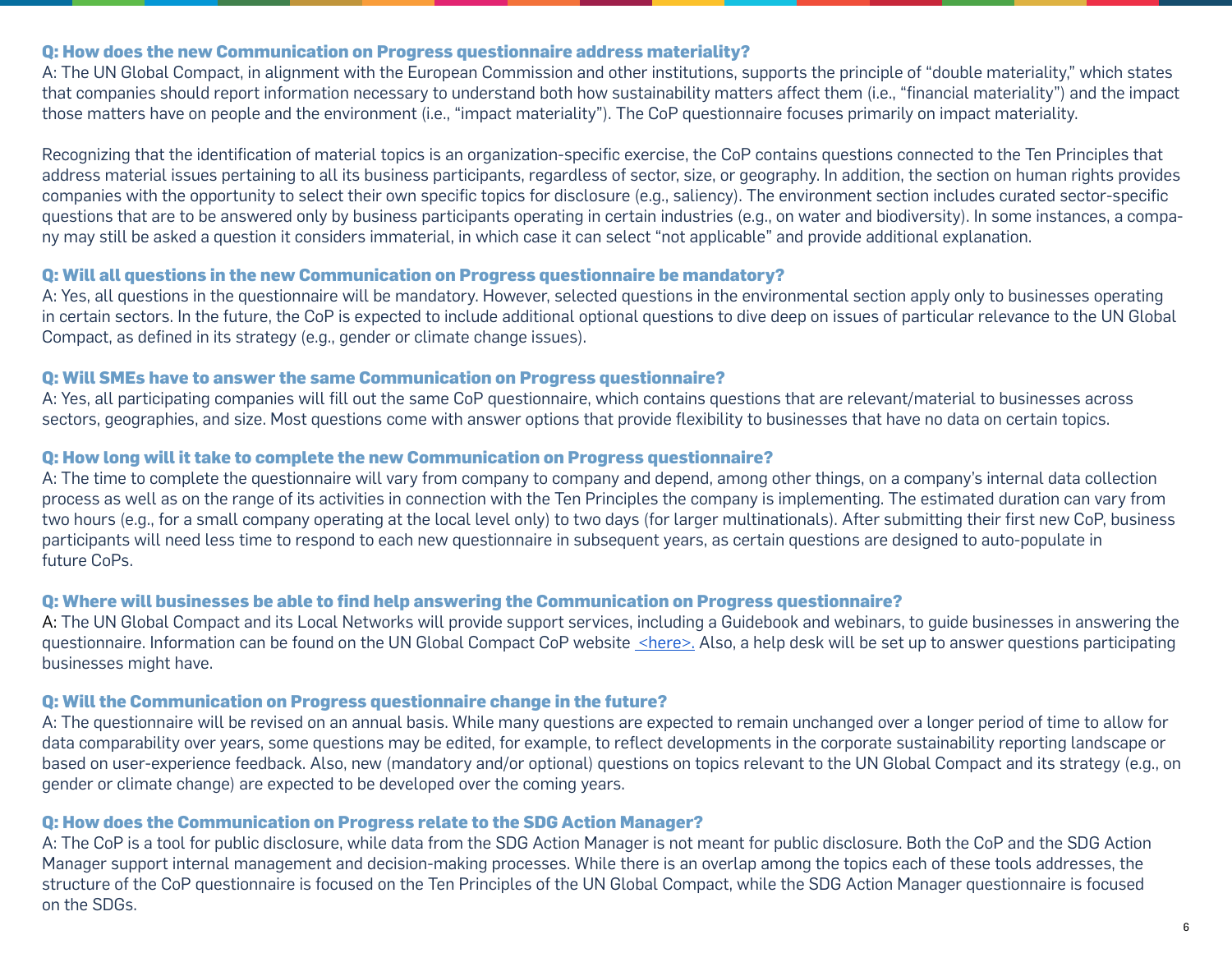### Q: How does the new Communication on Progress questionnaire address materiality?

A: The UN Global Compact, in alignment with the European Commission and other institutions, supports the principle of "double materiality," which states that companies should report information necessary to understand both how sustainability matters affect them (i.e., "financial materiality") and the impact those matters have on people and the environment (i.e., "impact materiality"). The CoP questionnaire focuses primarily on impact materiality.

Recognizing that the identification of material topics is an organization-specific exercise, the CoP contains questions connected to the Ten Principles that address material issues pertaining to all its business participants, regardless of sector, size, or geography. In addition, the section on human rights provides companies with the opportunity to select their own specific topics for disclosure (e.g., saliency). The environment section includes curated sector-specific questions that are to be answered only by business participants operating in certain industries (e.g., on water and biodiversity). In some instances, a company may still be asked a question it considers immaterial, in which case it can select "not applicable" and provide additional explanation.

### Q: Will all questions in the new Communication on Progress questionnaire be mandatory?

A: Yes, all questions in the questionnaire will be mandatory. However, selected questions in the environmental section apply only to businesses operating in certain sectors. In the future, the CoP is expected to include additional optional questions to dive deep on issues of particular relevance to the UN Global Compact, as defined in its strategy (e.g., gender or climate change issues).

### Q: Will SMEs have to answer the same Communication on Progress questionnaire?

A: Yes, all participating companies will fill out the same CoP questionnaire, which contains questions that are relevant/material to businesses across sectors, geographies, and size. Most questions come with answer options that provide flexibility to businesses that have no data on certain topics.

### Q: How long will it take to complete the new Communication on Progress questionnaire?

A: The time to complete the questionnaire will vary from company to company and depend, among other things, on a company's internal data collection process as well as on the range of its activities in connection with the Ten Principles the company is implementing. The estimated duration can vary from two hours (e.g., for a small company operating at the local level only) to two days (for larger multinationals). After submitting their first new CoP, business participants will need less time to respond to each new questionnaire in subsequent years, as certain questions are designed to auto-populate in future CoPs.

### Q: Where will businesses be able to find help answering the Communication on Progress questionnaire?

A: The UN Global Compact and its Local Networks will provide support services, including a Guidebook and webinars, to guide businesses in answering the questionnaire. Information can be found on the UN Global Compact CoP website <here>. Also, a help desk will be set up to answer questions participating businesses might have.

### Q: Will the Communication on Progress questionnaire change in the future?

A: The questionnaire will be revised on an annual basis. While many questions are expected to remain unchanged over a longer period of time to allow for data comparability over years, some questions may be edited, for example, to reflect developments in the corporate sustainability reporting landscape or based on user-experience feedback. Also, new (mandatory and/or optional) questions on topics relevant to the UN Global Compact and its strategy (e.g., on gender or climate change) are expected to be developed over the coming years.

### Q: How does the Communication on Progress relate to the SDG Action Manager?

A: The CoP is a tool for public disclosure, while data from the SDG Action Manager is not meant for public disclosure. Both the CoP and the SDG Action Manager support internal management and decision-making processes. While there is an overlap among the topics each of these tools addresses, the structure of the CoP questionnaire is focused on the Ten Principles of the UN Global Compact, while the SDG Action Manager questionnaire is focused on the SDGs.